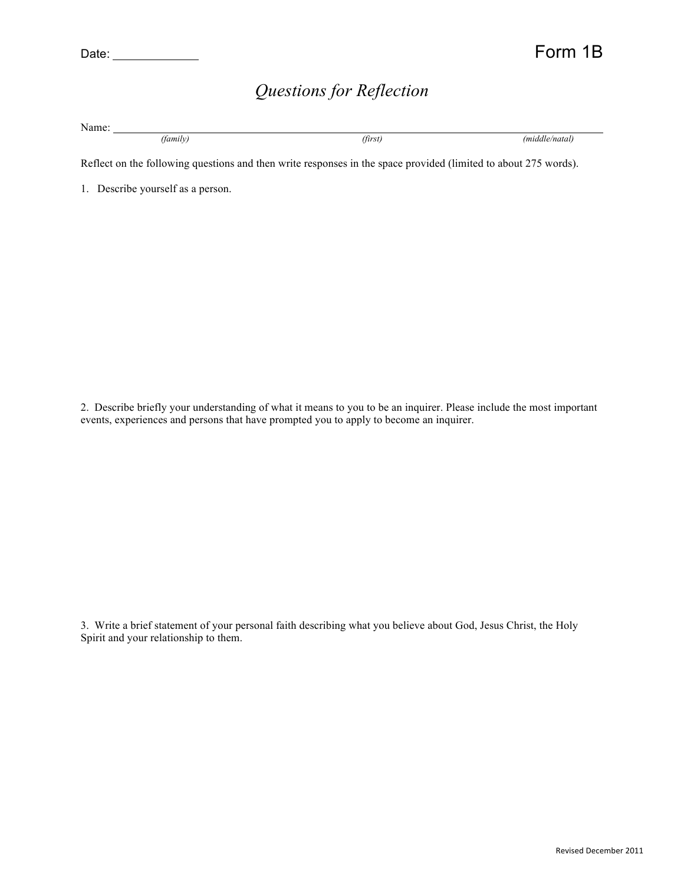Date: \_\_\_\_\_\_\_\_\_\_\_\_

Form 1B

# *Questions for Reflection*

Name: \_\_\_\_\_\_\_\_\_\_\_\_\_\_\_\_\_\_\_\_\_\_\_\_\_\_\_\_\_\_\_\_\_\_\_\_\_\_\_\_\_\_\_\_\_\_\_\_\_\_\_\_\_\_\_\_\_\_\_\_\_\_\_\_\_\_\_\_
*(family)* *(first)* *(middle/natal)*

Reflect on the following questions and then write responses in the space provided (limited to about 275 words).

1. Describe yourself as a person.

2. Describe briefly your understanding of what it means to you to be an inquirer. Please include the most important events, experiences and persons that have prompted you to apply to become an inquirer.

3. Write a brief statement of your personal faith describing what you believe about God, Jesus Christ, the Holy Spirit and your relationship to them.

Revised December 2011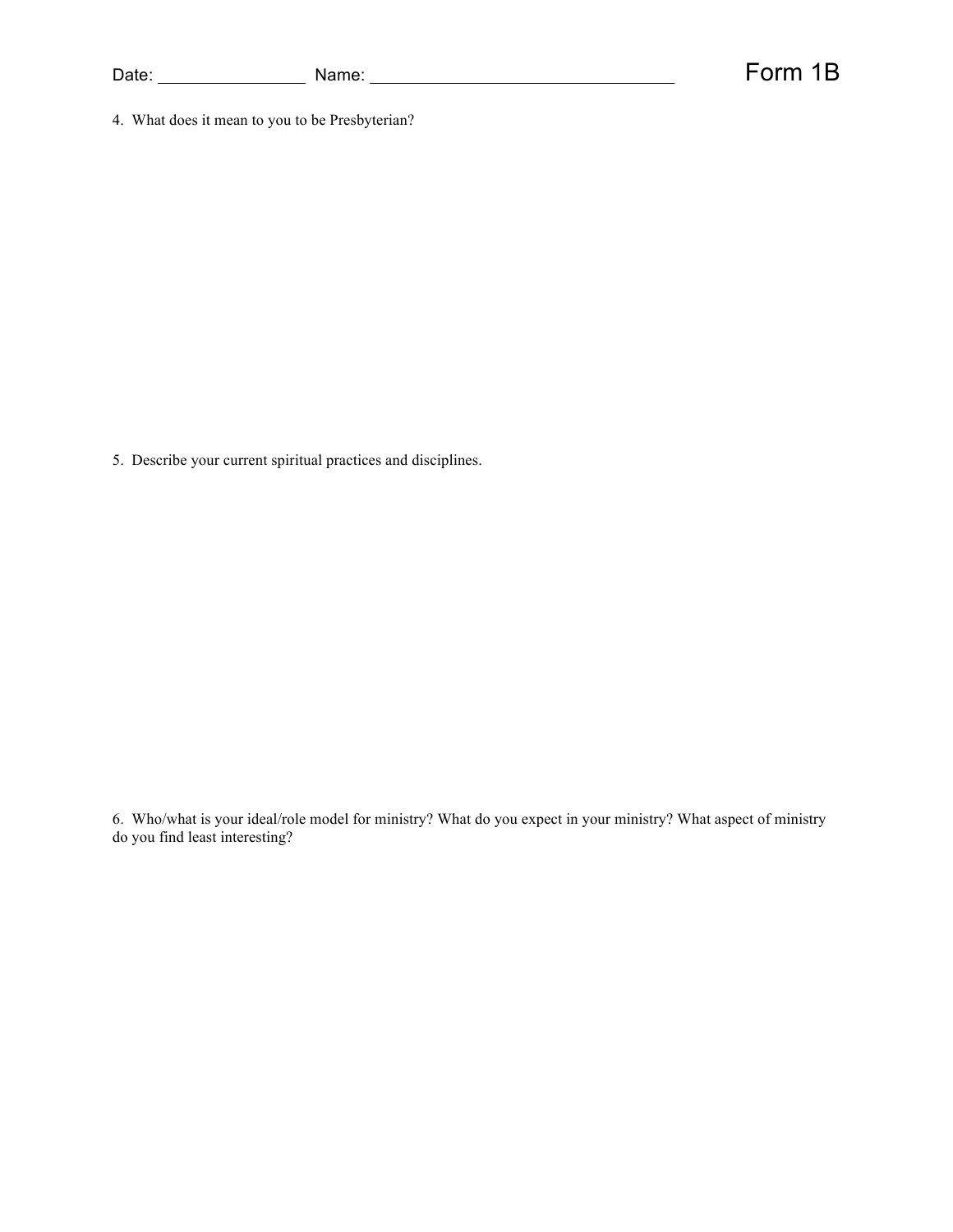Date: ________________ Name: ________________________________ Form 1B

4. What does it mean to you to be Presbyterian?

5. Describe your current spiritual practices and disciplines.

6. Who/what is your ideal/role model for ministry? What do you expect in your ministry? What aspect of ministry do you find least interesting?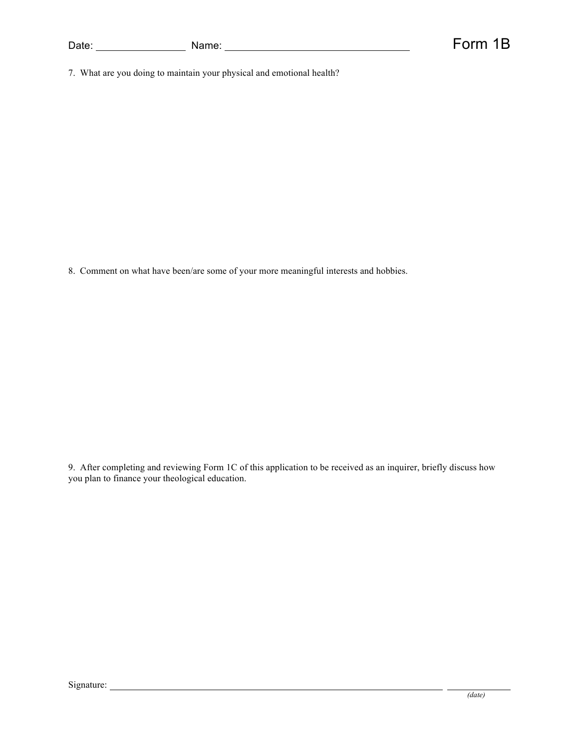Date: ________________ Name: __________________________________ Form 1B

7. What are you doing to maintain your physical and emotional health?

8. Comment on what have been/are some of your more meaningful interests and hobbies.

9. After completing and reviewing Form 1C of this application to be received as an inquirer, briefly discuss how you plan to finance your theological education.

Signature: ______________________________________________ ____________
*(date)*